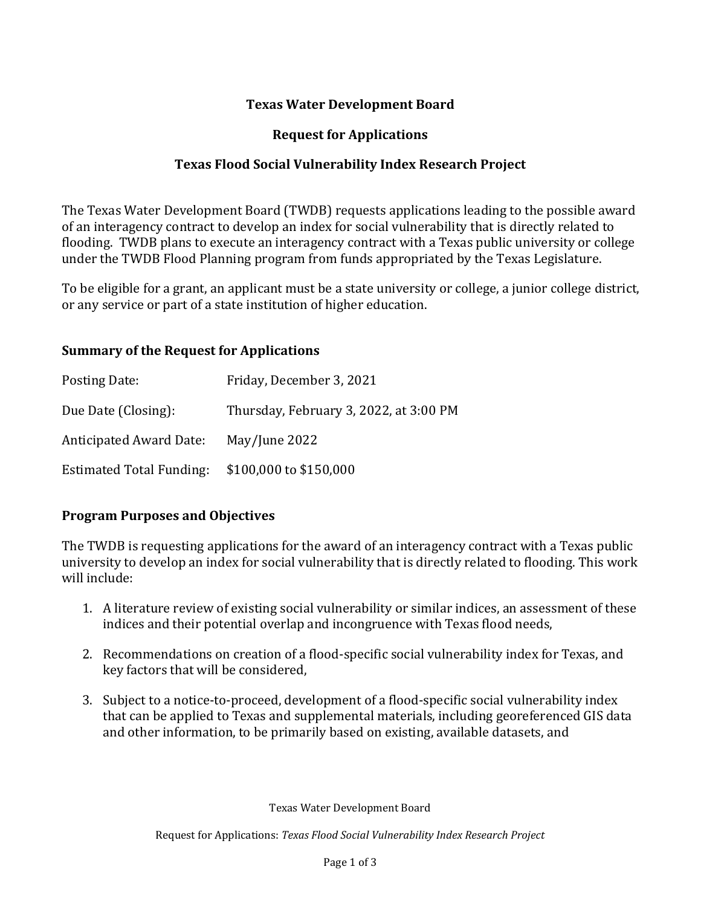# Texas Water Development Board

## Request for Applications

## Texas Flood Social Vulnerability Index Research Project

The Texas Water Development Board (TWDB) requests applications leading to the possible award of an interagency contract to develop an index for social vulnerability that is directly related to flooding. TWDB plans to execute an interagency contract with a Texas public university or college under the TWDB Flood Planning program from funds appropriated by the Texas Legislature.

To be eligible for a grant, an applicant must be a state university or college, a junior college district, or any service or part of a state institution of higher education.

### Summary of the Request for Applications

| | |
|---|---|
| Posting Date: | Friday, December 3, 2021 |
| Due Date (Closing): | Thursday, February 3, 2022, at 3:00 PM |
| Anticipated Award Date: | May/June 2022 |
| Estimated Total Funding: | $100,000 to $150,000 |

### Program Purposes and Objectives

The TWDB is requesting applications for the award of an interagency contract with a Texas public university to develop an index for social vulnerability that is directly related to flooding. This work will include:

1. A literature review of existing social vulnerability or similar indices, an assessment of these indices and their potential overlap and incongruence with Texas flood needs,
2. Recommendations on creation of a flood-specific social vulnerability index for Texas, and key factors that will be considered,
3. Subject to a notice-to-proceed, development of a flood-specific social vulnerability index that can be applied to Texas and supplemental materials, including georeferenced GIS data and other information, to be primarily based on existing, available datasets, and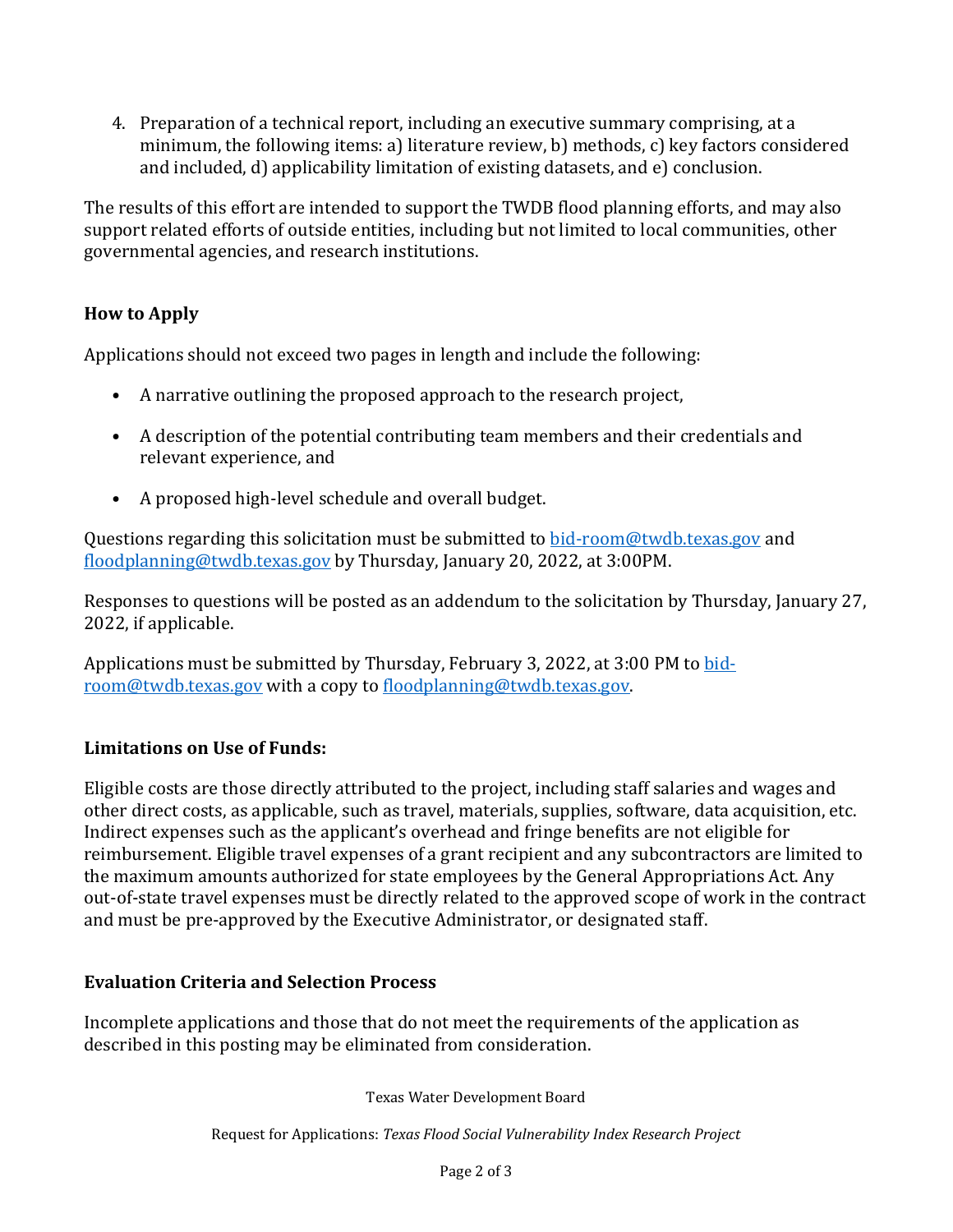4. Preparation of a technical report, including an executive summary comprising, at a minimum, the following items: a) literature review, b) methods, c) key factors considered and included, d) applicability limitation of existing datasets, and e) conclusion.

The results of this effort are intended to support the TWDB flood planning efforts, and may also support related efforts of outside entities, including but not limited to local communities, other governmental agencies, and research institutions.

## How to Apply

Applications should not exceed two pages in length and include the following:

- A narrative outlining the proposed approach to the research project,
- A description of the potential contributing team members and their credentials and relevant experience, and
- A proposed high-level schedule and overall budget.

Questions regarding this solicitation must be submitted to bid-room@twdb.texas.gov and floodplanning@twdb.texas.gov by Thursday, January 20, 2022, at 3:00PM.

Responses to questions will be posted as an addendum to the solicitation by Thursday, January 27, 2022, if applicable.

Applications must be submitted by Thursday, February 3, 2022, at 3:00 PM to bid-room@twdb.texas.gov with a copy to floodplanning@twdb.texas.gov.

## Limitations on Use of Funds:

Eligible costs are those directly attributed to the project, including staff salaries and wages and other direct costs, as applicable, such as travel, materials, supplies, software, data acquisition, etc. Indirect expenses such as the applicant's overhead and fringe benefits are not eligible for reimbursement. Eligible travel expenses of a grant recipient and any subcontractors are limited to the maximum amounts authorized for state employees by the General Appropriations Act. Any out-of-state travel expenses must be directly related to the approved scope of work in the contract and must be pre-approved by the Executive Administrator, or designated staff.

## Evaluation Criteria and Selection Process

Incomplete applications and those that do not meet the requirements of the application as described in this posting may be eliminated from consideration.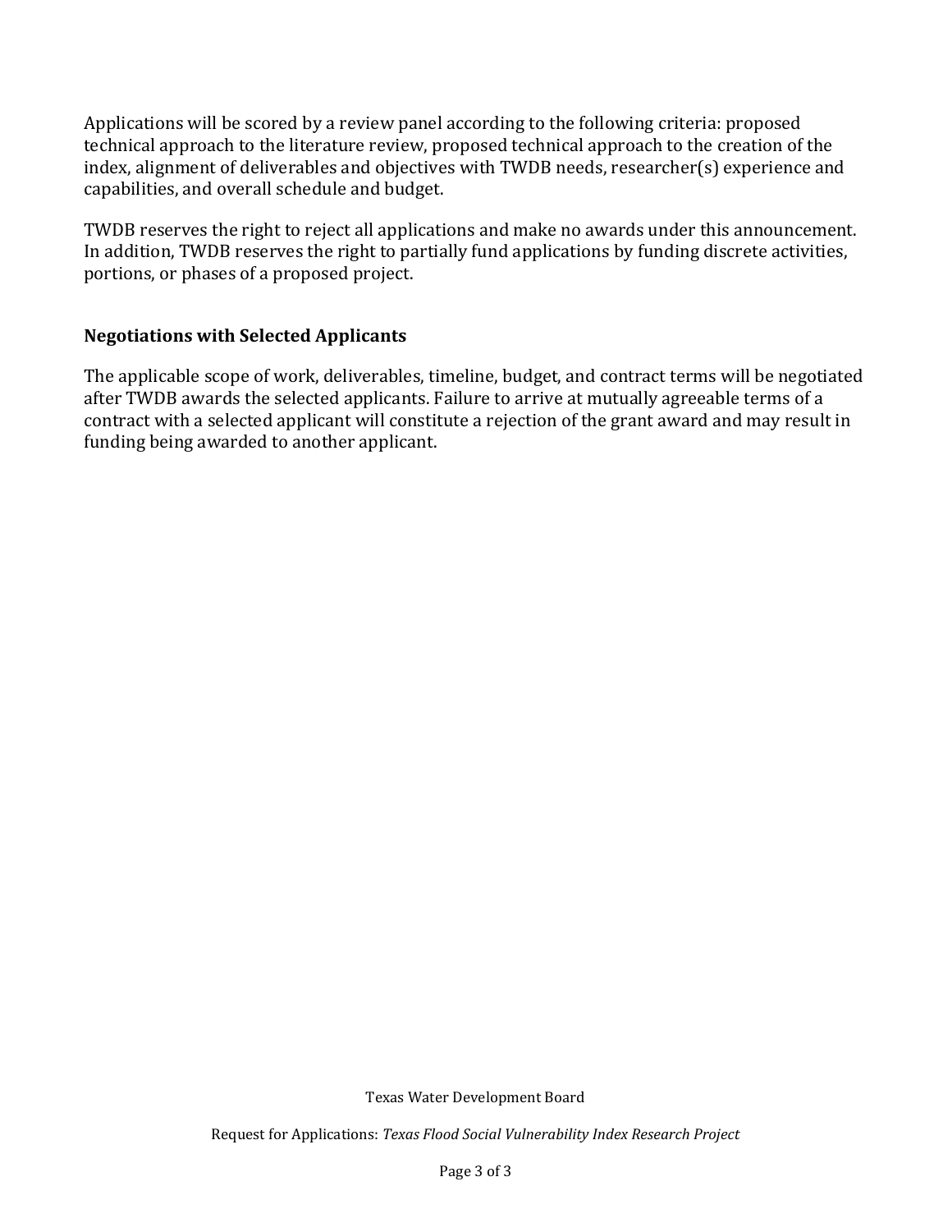Applications will be scored by a review panel according to the following criteria: proposed technical approach to the literature review, proposed technical approach to the creation of the index, alignment of deliverables and objectives with TWDB needs, researcher(s) experience and capabilities, and overall schedule and budget.

TWDB reserves the right to reject all applications and make no awards under this announcement. In addition, TWDB reserves the right to partially fund applications by funding discrete activities, portions, or phases of a proposed project.

**Negotiations with Selected Applicants**

The applicable scope of work, deliverables, timeline, budget, and contract terms will be negotiated after TWDB awards the selected applicants. Failure to arrive at mutually agreeable terms of a contract with a selected applicant will constitute a rejection of the grant award and may result in funding being awarded to another applicant.